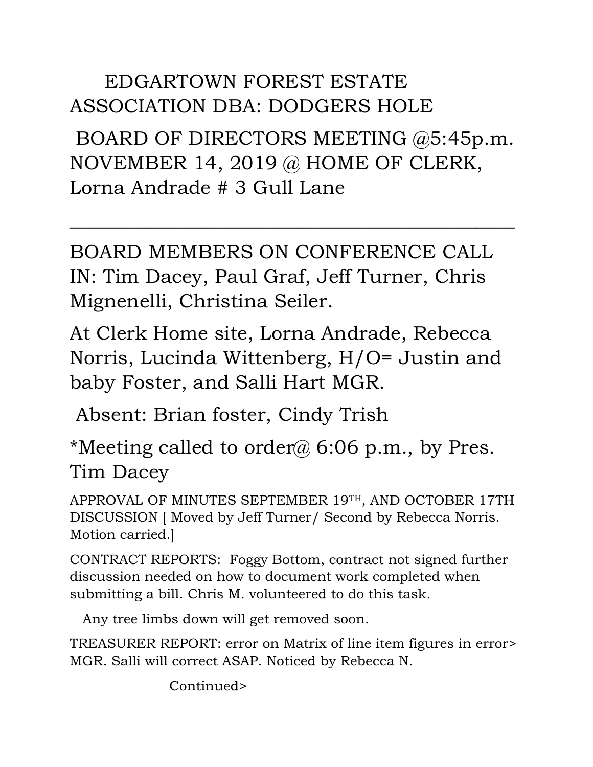# EDGARTOWN FOREST ESTATE ASSOCIATION DBA: DODGERS HOLE

## BOARD OF DIRECTORS MEETING @5:45p.m. NOVEMBER 14, 2019 @ HOME OF CLERK, Lorna Andrade # 3 Gull Lane

---

BOARD MEMBERS ON CONFERENCE CALL IN: Tim Dacey, Paul Graf, Jeff Turner, Chris Mignenelli, Christina Seiler.

At Clerk Home site, Lorna Andrade, Rebecca Norris, Lucinda Wittenberg, H/O= Justin and baby Foster, and Salli Hart MGR.

Absent: Brian foster, Cindy Trish

*Meeting called to order@ 6:06 p.m., by Pres. Tim Dacey

APPROVAL OF MINUTES SEPTEMBER 19TH, AND OCTOBER 17TH DISCUSSION [ Moved by Jeff Turner/ Second by Rebecca Norris. Motion carried.]

CONTRACT REPORTS: Foggy Bottom, contract not signed further discussion needed on how to document work completed when submitting a bill. Chris M. volunteered to do this task.

Any tree limbs down will get removed soon.

TREASURER REPORT: error on Matrix of line item figures in error> MGR. Salli will correct ASAP. Noticed by Rebecca N.

Continued>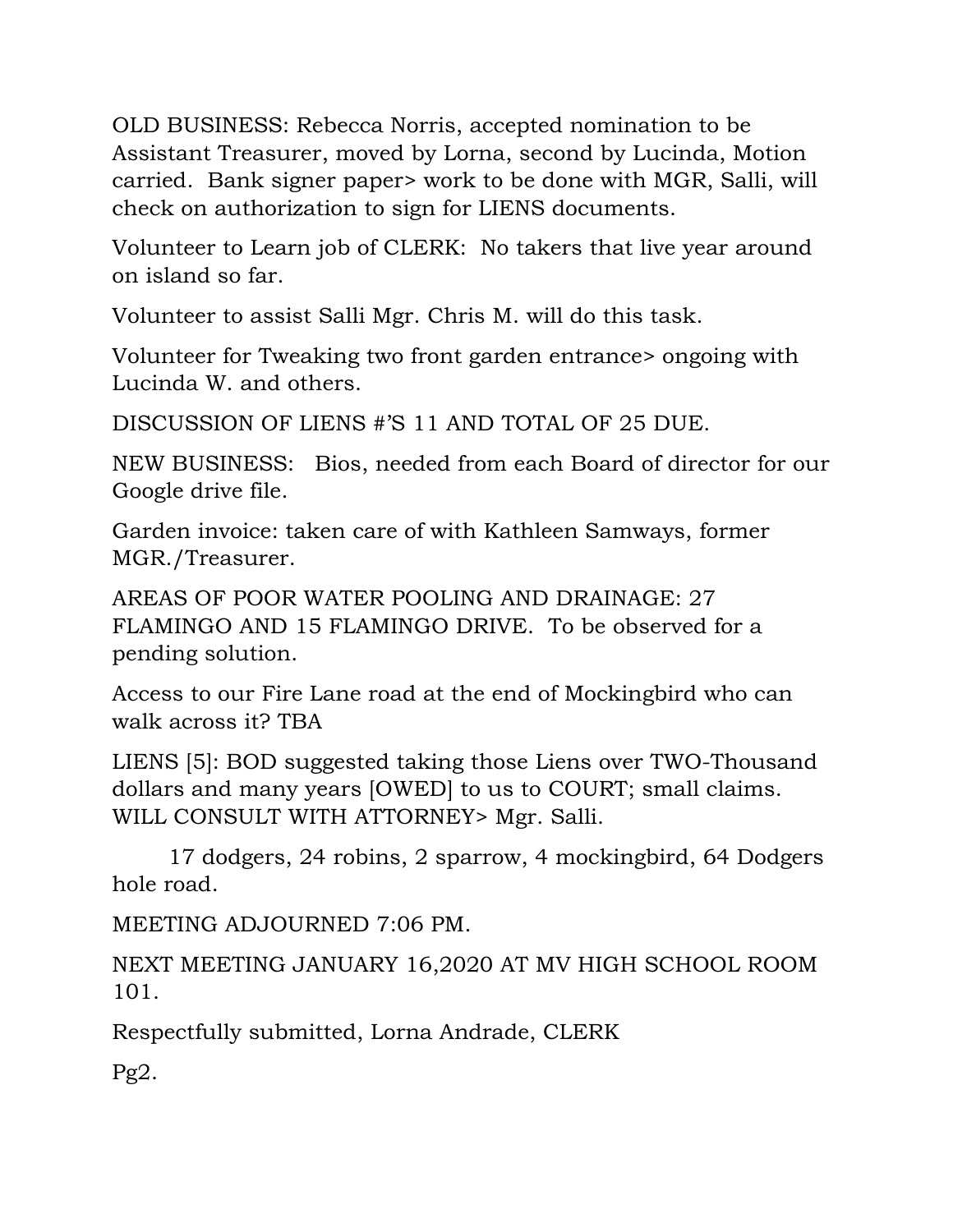OLD BUSINESS: Rebecca Norris, accepted nomination to be Assistant Treasurer, moved by Lorna, second by Lucinda, Motion carried. Bank signer paper> work to be done with MGR, Salli, will check on authorization to sign for LIENS documents.

Volunteer to Learn job of CLERK: No takers that live year around on island so far.

Volunteer to assist Salli Mgr. Chris M. will do this task.

Volunteer for Tweaking two front garden entrance> ongoing with Lucinda W. and others.

DISCUSSION OF LIENS #'S 11 AND TOTAL OF 25 DUE.

NEW BUSINESS: Bios, needed from each Board of director for our Google drive file.

Garden invoice: taken care of with Kathleen Samways, former MGR./Treasurer.

AREAS OF POOR WATER POOLING AND DRAINAGE: 27 FLAMINGO AND 15 FLAMINGO DRIVE. To be observed for a pending solution.

Access to our Fire Lane road at the end of Mockingbird who can walk across it? TBA

LIENS [5]: BOD suggested taking those Liens over TWO-Thousand dollars and many years [OWED] to us to COURT; small claims. WILL CONSULT WITH ATTORNEY> Mgr. Salli.

17 dodgers, 24 robins, 2 sparrow, 4 mockingbird, 64 Dodgers hole road.

MEETING ADJOURNED 7:06 PM.

NEXT MEETING JANUARY 16,2020 AT MV HIGH SCHOOL ROOM 101.

Respectfully submitted, Lorna Andrade, CLERK

Pg2.